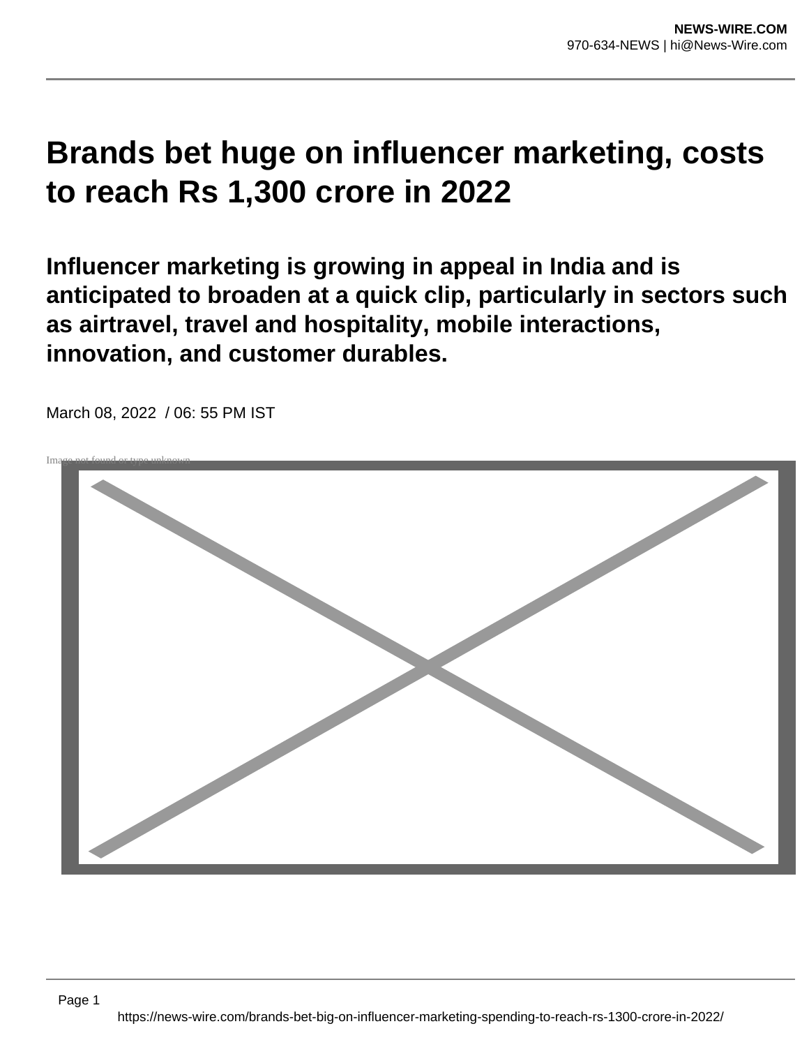# Brands bet huge on influencer marketing, costs to reach Rs 1,300 crore in 2022

## Influencer marketing is growing in appeal in India and is anticipated to broaden at a quick clip, particularly in sectors such as airtravel, travel and hospitality, mobile interactions, innovation, and customer durables.

March 08, 2022 / 06: 55 PM IST

Image not found or type unknown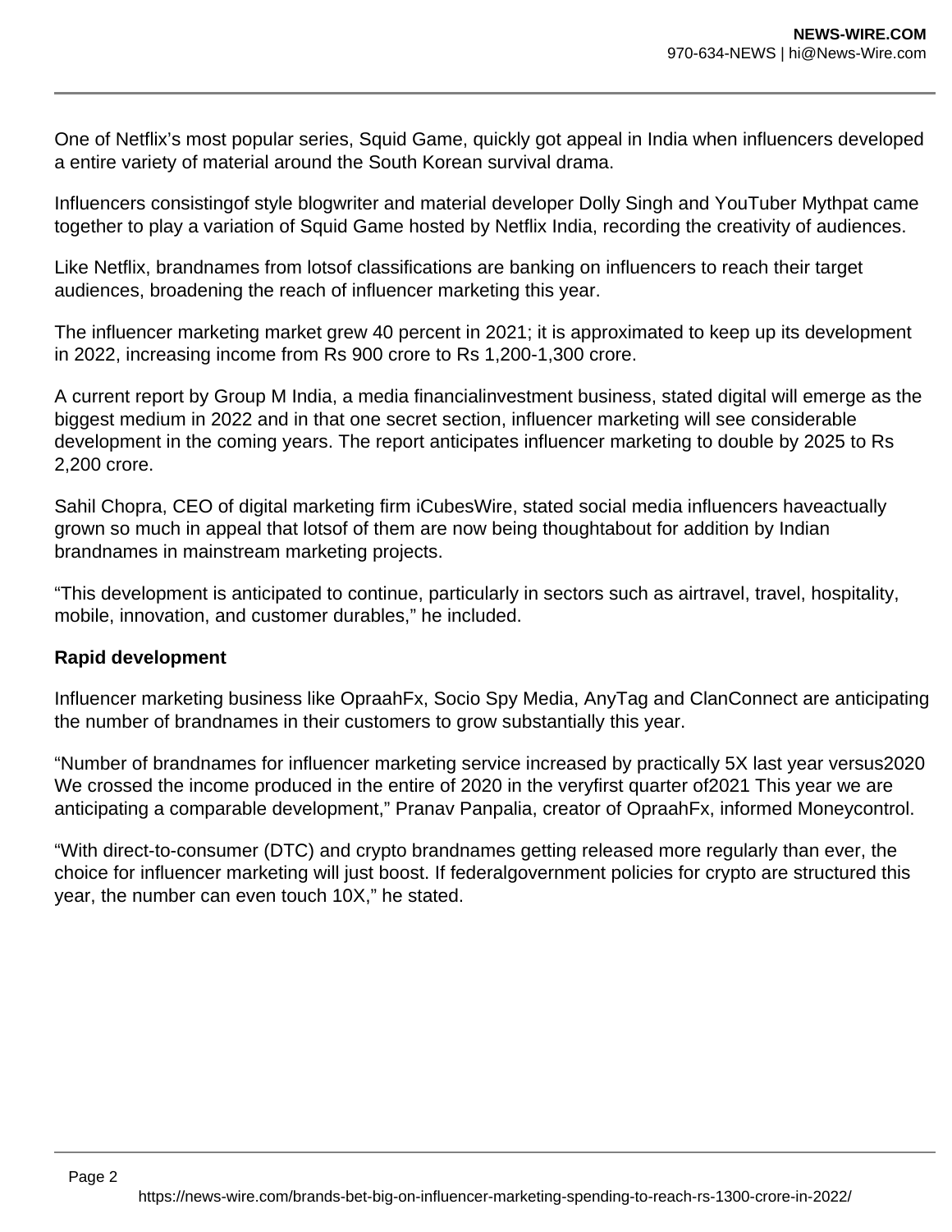One of Netflix's most popular series, Squid Game, quickly got appeal in India when influencers developed a entire variety of material around the South Korean survival drama.

Influencers consistingof style blogwriter and material developer Dolly Singh and YouTuber Mythpat came together to play a variation of Squid Game hosted by Netflix India, recording the creativity of audiences.

Like Netflix, brandnames from lotsof classifications are banking on influencers to reach their target audiences, broadening the reach of influencer marketing this year.

The influencer marketing market grew 40 percent in 2021; it is approximated to keep up its development in 2022, increasing income from Rs 900 crore to Rs 1,200-1,300 crore.

A current report by Group M India, a media financialinvestment business, stated digital will emerge as the biggest medium in 2022 and in that one secret section, influencer marketing will see considerable development in the coming years. The report anticipates influencer marketing to double by 2025 to Rs 2,200 crore.

Sahil Chopra, CEO of digital marketing firm iCubesWire, stated social media influencers haveactually grown so much in appeal that lotsof of them are now being thoughtabout for addition by Indian brandnames in mainstream marketing projects.

"This development is anticipated to continue, particularly in sectors such as airtravel, travel, hospitality, mobile, innovation, and customer durables," he included.

**Rapid development**

Influencer marketing business like OpraahFx, Socio Spy Media, AnyTag and ClanConnect are anticipating the number of brandnames in their customers to grow substantially this year.

"Number of brandnames for influencer marketing service increased by practically 5X last year versus2020 We crossed the income produced in the entire of 2020 in the veryfirst quarter of2021 This year we are anticipating a comparable development," Pranav Panpalia, creator of OpraahFx, informed Moneycontrol.

"With direct-to-consumer (DTC) and crypto brandnames getting released more regularly than ever, the choice for influencer marketing will just boost. If federalgovernment policies for crypto are structured this year, the number can even touch 10X," he stated.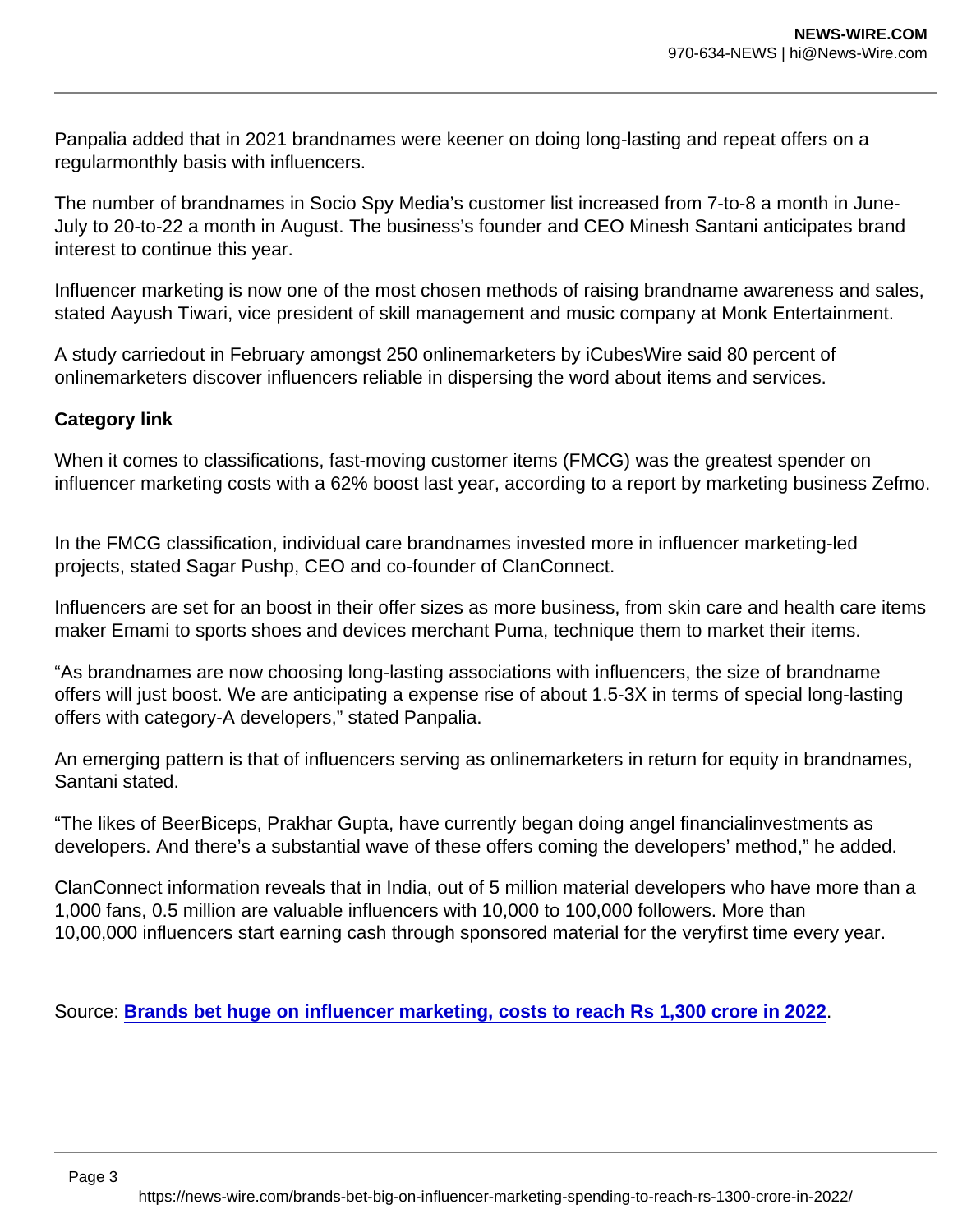Panpalia added that in 2021 brandnames were keener on doing long-lasting and repeat offers on a regularmonthly basis with influencers.

The number of brandnames in Socio Spy Media's customer list increased from 7-to-8 a month in June-July to 20-to-22 a month in August. The business's founder and CEO Minesh Santani anticipates brand interest to continue this year.

Influencer marketing is now one of the most chosen methods of raising brandname awareness and sales, stated Aayush Tiwari, vice president of skill management and music company at Monk Entertainment.

A study carriedout in February amongst 250 onlinemarketers by iCubesWire said 80 percent of onlinemarketers discover influencers reliable in dispersing the word about items and services.

**Category link**

When it comes to classifications, fast-moving customer items (FMCG) was the greatest spender on influencer marketing costs with a 62% boost last year, according to a report by marketing business Zefmo.

In the FMCG classification, individual care brandnames invested more in influencer marketing-led projects, stated Sagar Pushp, CEO and co-founder of ClanConnect.

Influencers are set for an boost in their offer sizes as more business, from skin care and health care items maker Emami to sports shoes and devices merchant Puma, technique them to market their items.

"As brandnames are now choosing long-lasting associations with influencers, the size of brandname offers will just boost. We are anticipating a expense rise of about 1.5-3X in terms of special long-lasting offers with category-A developers," stated Panpalia.

An emerging pattern is that of influencers serving as onlinemarketers in return for equity in brandnames, Santani stated.

"The likes of BeerBiceps, Prakhar Gupta, have currently began doing angel financialinvestments as developers. And there's a substantial wave of these offers coming the developers' method," he added.

ClanConnect information reveals that in India, out of 5 million material developers who have more than a 1,000 fans, 0.5 million are valuable influencers with 10,000 to 100,000 followers. More than 10,00,000 influencers start earning cash through sponsored material for the veryfirst time every year.

Source: **Brands bet huge on influencer marketing, costs to reach Rs 1,300 crore in 2022**.